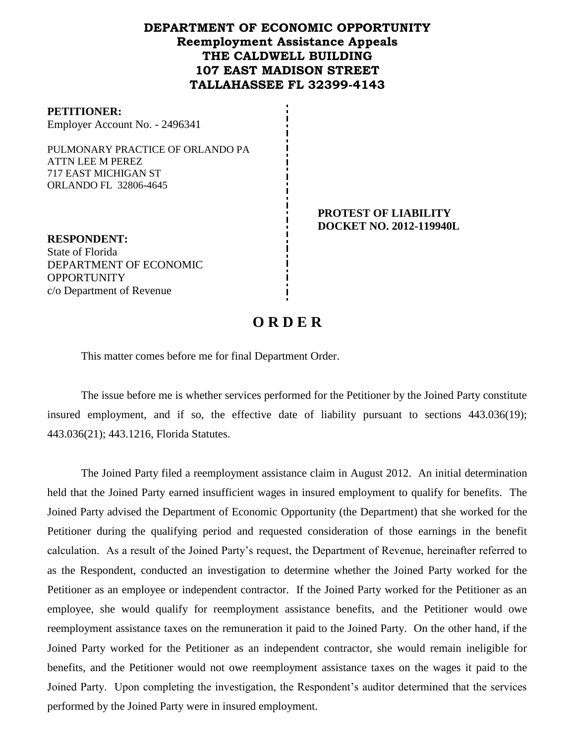# DEPARTMENT OF ECONOMIC OPPORTUNITY
## Reemployment Assistance Appeals
## THE CALDWELL BUILDING
## 107 EAST MADISON STREET
## TALLAHASSEE FL 32399-4143

**PETITIONER:**
Employer Account No. - 2496341

PULMONARY PRACTICE OF ORLANDO PA
ATTN LEE M PEREZ
717 EAST MICHIGAN ST
ORLANDO FL 32806-4645

**PROTEST OF LIABILITY**
**DOCKET NO. 2012-119940L**

**RESPONDENT:**
State of Florida
DEPARTMENT OF ECONOMIC OPPORTUNITY
c/o Department of Revenue

# O R D E R

This matter comes before me for final Department Order.

The issue before me is whether services performed for the Petitioner by the Joined Party constitute insured employment, and if so, the effective date of liability pursuant to sections 443.036(19); 443.036(21); 443.1216, Florida Statutes.

The Joined Party filed a reemployment assistance claim in August 2012. An initial determination held that the Joined Party earned insufficient wages in insured employment to qualify for benefits. The Joined Party advised the Department of Economic Opportunity (the Department) that she worked for the Petitioner during the qualifying period and requested consideration of those earnings in the benefit calculation. As a result of the Joined Party's request, the Department of Revenue, hereinafter referred to as the Respondent, conducted an investigation to determine whether the Joined Party worked for the Petitioner as an employee or independent contractor. If the Joined Party worked for the Petitioner as an employee, she would qualify for reemployment assistance benefits, and the Petitioner would owe reemployment assistance taxes on the remuneration it paid to the Joined Party. On the other hand, if the Joined Party worked for the Petitioner as an independent contractor, she would remain ineligible for benefits, and the Petitioner would not owe reemployment assistance taxes on the wages it paid to the Joined Party. Upon completing the investigation, the Respondent's auditor determined that the services performed by the Joined Party were in insured employment.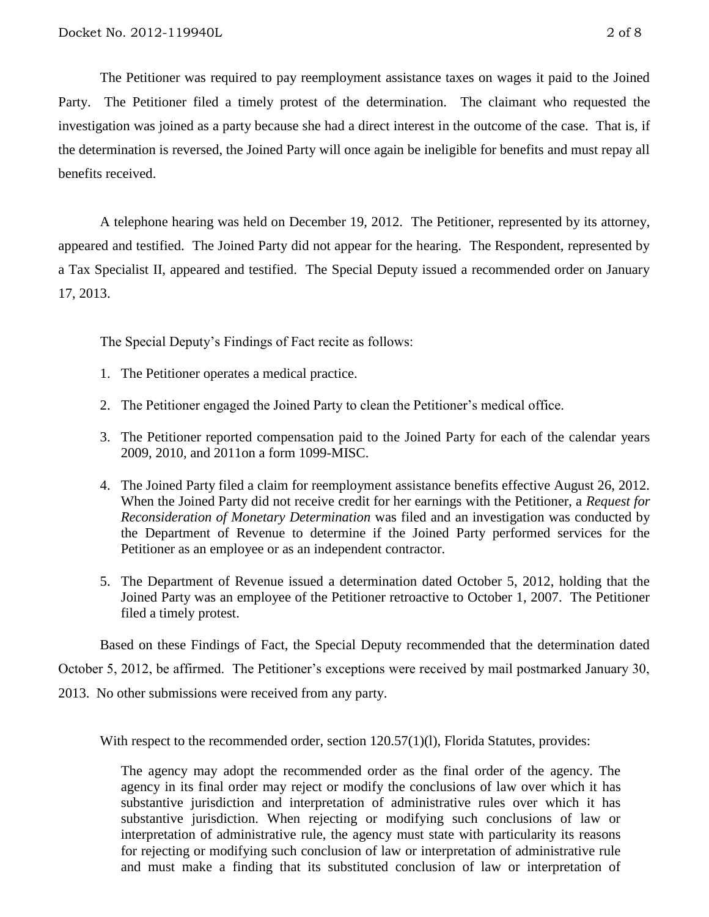The Petitioner was required to pay reemployment assistance taxes on wages it paid to the Joined Party. The Petitioner filed a timely protest of the determination. The claimant who requested the investigation was joined as a party because she had a direct interest in the outcome of the case. That is, if the determination is reversed, the Joined Party will once again be ineligible for benefits and must repay all benefits received.

A telephone hearing was held on December 19, 2012. The Petitioner, represented by its attorney, appeared and testified. The Joined Party did not appear for the hearing. The Respondent, represented by a Tax Specialist II, appeared and testified. The Special Deputy issued a recommended order on January 17, 2013.

The Special Deputy's Findings of Fact recite as follows:

1. The Petitioner operates a medical practice.
2. The Petitioner engaged the Joined Party to clean the Petitioner's medical office.
3. The Petitioner reported compensation paid to the Joined Party for each of the calendar years 2009, 2010, and 2011on a form 1099-MISC.
4. The Joined Party filed a claim for reemployment assistance benefits effective August 26, 2012. When the Joined Party did not receive credit for her earnings with the Petitioner, a *Request for Reconsideration of Monetary Determination* was filed and an investigation was conducted by the Department of Revenue to determine if the Joined Party performed services for the Petitioner as an employee or as an independent contractor.
5. The Department of Revenue issued a determination dated October 5, 2012, holding that the Joined Party was an employee of the Petitioner retroactive to October 1, 2007. The Petitioner filed a timely protest.

Based on these Findings of Fact, the Special Deputy recommended that the determination dated October 5, 2012, be affirmed. The Petitioner's exceptions were received by mail postmarked January 30, 2013. No other submissions were received from any party.

With respect to the recommended order, section 120.57(1)(l), Florida Statutes, provides:

> The agency may adopt the recommended order as the final order of the agency. The agency in its final order may reject or modify the conclusions of law over which it has substantive jurisdiction and interpretation of administrative rules over which it has substantive jurisdiction. When rejecting or modifying such conclusions of law or interpretation of administrative rule, the agency must state with particularity its reasons for rejecting or modifying such conclusion of law or interpretation of administrative rule and must make a finding that its substituted conclusion of law or interpretation of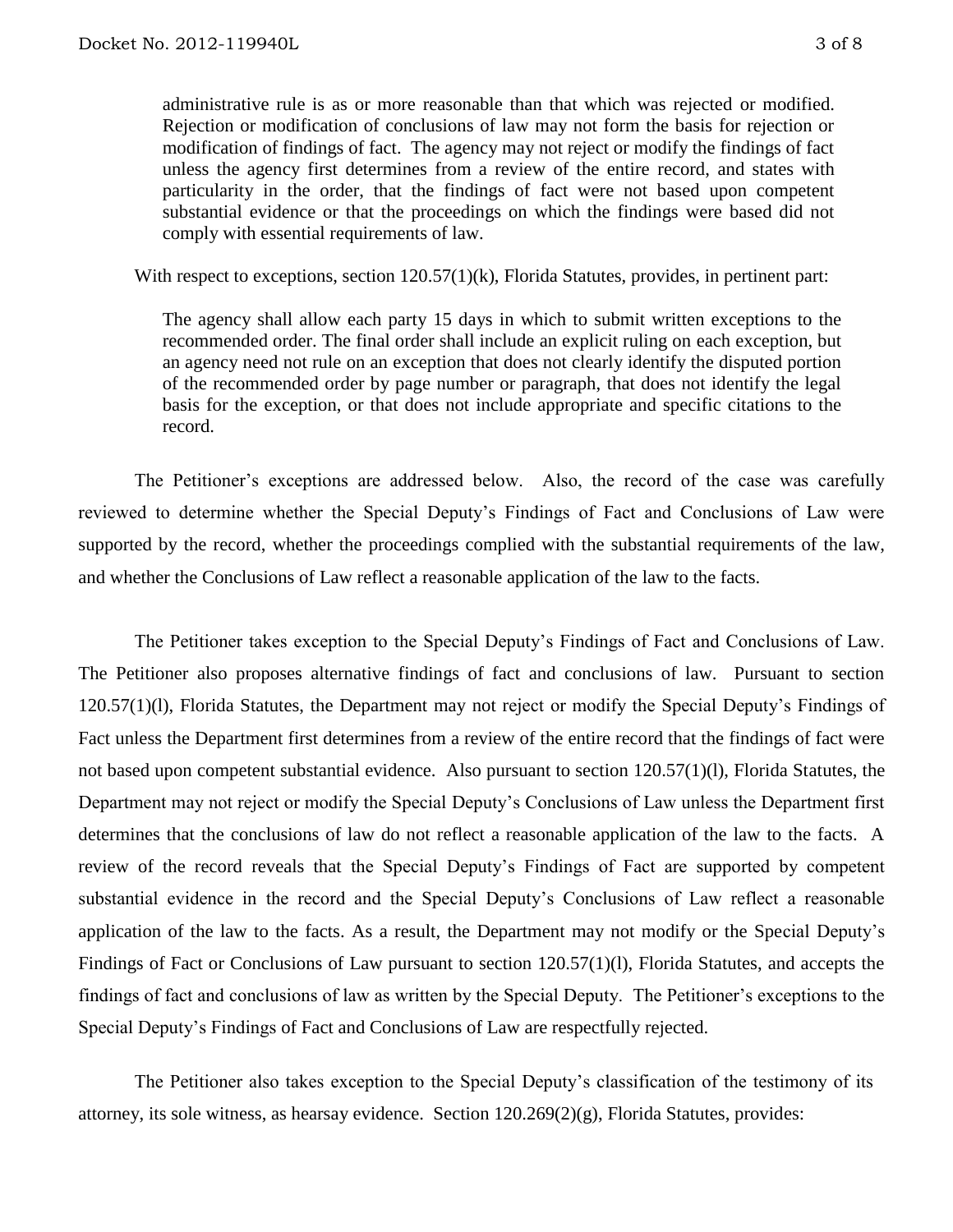> administrative rule is as or more reasonable than that which was rejected or modified. Rejection or modification of conclusions of law may not form the basis for rejection or modification of findings of fact. The agency may not reject or modify the findings of fact unless the agency first determines from a review of the entire record, and states with particularity in the order, that the findings of fact were not based upon competent substantial evidence or that the proceedings on which the findings were based did not comply with essential requirements of law.

With respect to exceptions, section 120.57(1)(k), Florida Statutes, provides, in pertinent part:

> The agency shall allow each party 15 days in which to submit written exceptions to the recommended order. The final order shall include an explicit ruling on each exception, but an agency need not rule on an exception that does not clearly identify the disputed portion of the recommended order by page number or paragraph, that does not identify the legal basis for the exception, or that does not include appropriate and specific citations to the record.

The Petitioner's exceptions are addressed below. Also, the record of the case was carefully reviewed to determine whether the Special Deputy's Findings of Fact and Conclusions of Law were supported by the record, whether the proceedings complied with the substantial requirements of the law, and whether the Conclusions of Law reflect a reasonable application of the law to the facts.

The Petitioner takes exception to the Special Deputy's Findings of Fact and Conclusions of Law. The Petitioner also proposes alternative findings of fact and conclusions of law. Pursuant to section 120.57(1)(l), Florida Statutes, the Department may not reject or modify the Special Deputy's Findings of Fact unless the Department first determines from a review of the entire record that the findings of fact were not based upon competent substantial evidence. Also pursuant to section 120.57(1)(l), Florida Statutes, the Department may not reject or modify the Special Deputy's Conclusions of Law unless the Department first determines that the conclusions of law do not reflect a reasonable application of the law to the facts. A review of the record reveals that the Special Deputy's Findings of Fact are supported by competent substantial evidence in the record and the Special Deputy's Conclusions of Law reflect a reasonable application of the law to the facts. As a result, the Department may not modify or the Special Deputy's Findings of Fact or Conclusions of Law pursuant to section 120.57(1)(l), Florida Statutes, and accepts the findings of fact and conclusions of law as written by the Special Deputy. The Petitioner's exceptions to the Special Deputy's Findings of Fact and Conclusions of Law are respectfully rejected.

The Petitioner also takes exception to the Special Deputy's classification of the testimony of its attorney, its sole witness, as hearsay evidence. Section 120.269(2)(g), Florida Statutes, provides: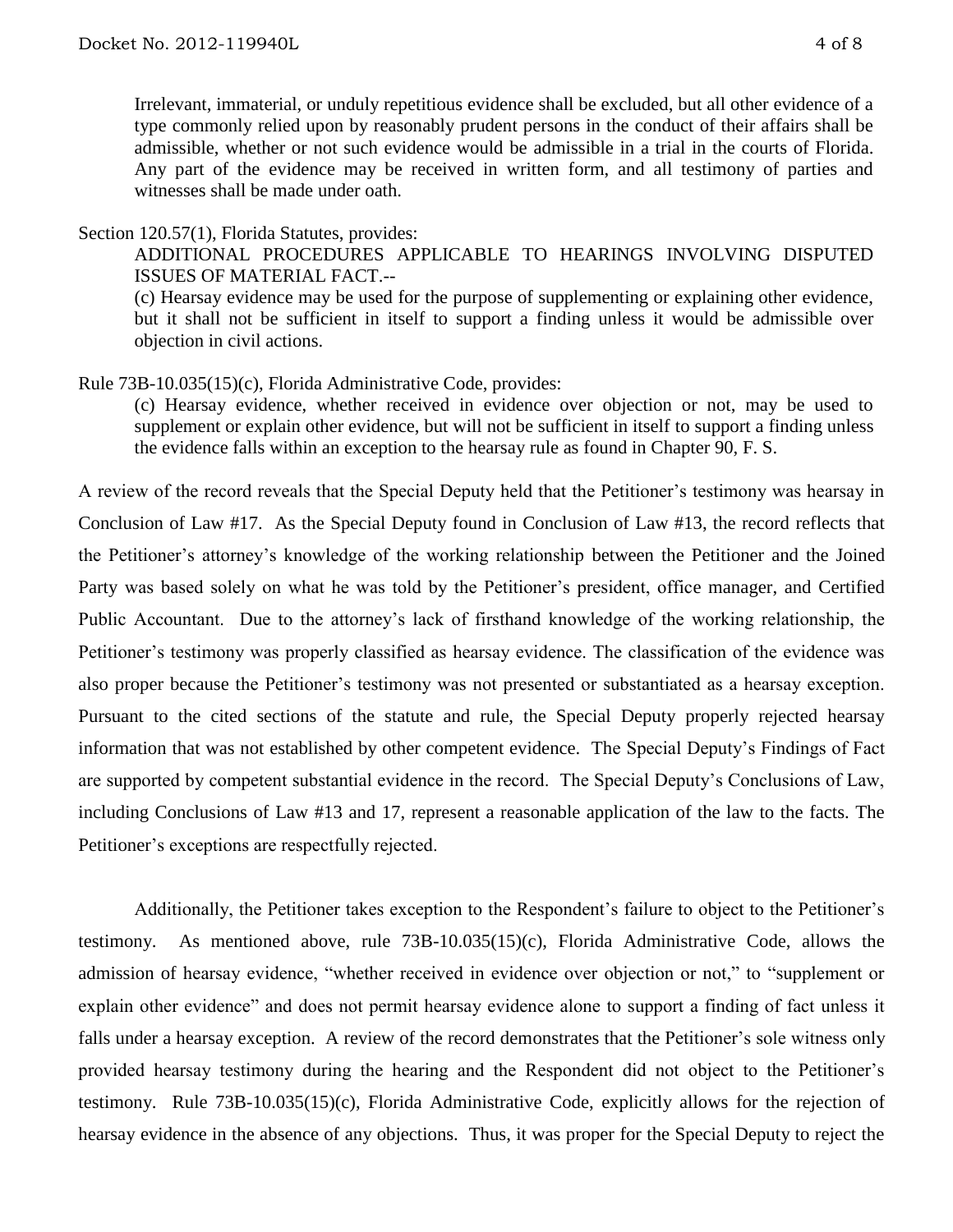Irrelevant, immaterial, or unduly repetitious evidence shall be excluded, but all other evidence of a type commonly relied upon by reasonably prudent persons in the conduct of their affairs shall be admissible, whether or not such evidence would be admissible in a trial in the courts of Florida. Any part of the evidence may be received in written form, and all testimony of parties and witnesses shall be made under oath.

Section 120.57(1), Florida Statutes, provides:

> ADDITIONAL PROCEDURES APPLICABLE TO HEARINGS INVOLVING DISPUTED ISSUES OF MATERIAL FACT.--
>
> (c) Hearsay evidence may be used for the purpose of supplementing or explaining other evidence, but it shall not be sufficient in itself to support a finding unless it would be admissible over objection in civil actions.

Rule 73B-10.035(15)(c), Florida Administrative Code, provides:

> (c) Hearsay evidence, whether received in evidence over objection or not, may be used to supplement or explain other evidence, but will not be sufficient in itself to support a finding unless the evidence falls within an exception to the hearsay rule as found in Chapter 90, F. S.

A review of the record reveals that the Special Deputy held that the Petitioner's testimony was hearsay in Conclusion of Law #17. As the Special Deputy found in Conclusion of Law #13, the record reflects that the Petitioner's attorney's knowledge of the working relationship between the Petitioner and the Joined Party was based solely on what he was told by the Petitioner's president, office manager, and Certified Public Accountant. Due to the attorney's lack of firsthand knowledge of the working relationship, the Petitioner's testimony was properly classified as hearsay evidence. The classification of the evidence was also proper because the Petitioner's testimony was not presented or substantiated as a hearsay exception. Pursuant to the cited sections of the statute and rule, the Special Deputy properly rejected hearsay information that was not established by other competent evidence. The Special Deputy's Findings of Fact are supported by competent substantial evidence in the record. The Special Deputy's Conclusions of Law, including Conclusions of Law #13 and 17, represent a reasonable application of the law to the facts. The Petitioner's exceptions are respectfully rejected.

Additionally, the Petitioner takes exception to the Respondent's failure to object to the Petitioner's testimony. As mentioned above, rule 73B-10.035(15)(c), Florida Administrative Code, allows the admission of hearsay evidence, "whether received in evidence over objection or not," to "supplement or explain other evidence" and does not permit hearsay evidence alone to support a finding of fact unless it falls under a hearsay exception. A review of the record demonstrates that the Petitioner's sole witness only provided hearsay testimony during the hearing and the Respondent did not object to the Petitioner's testimony. Rule 73B-10.035(15)(c), Florida Administrative Code, explicitly allows for the rejection of hearsay evidence in the absence of any objections. Thus, it was proper for the Special Deputy to reject the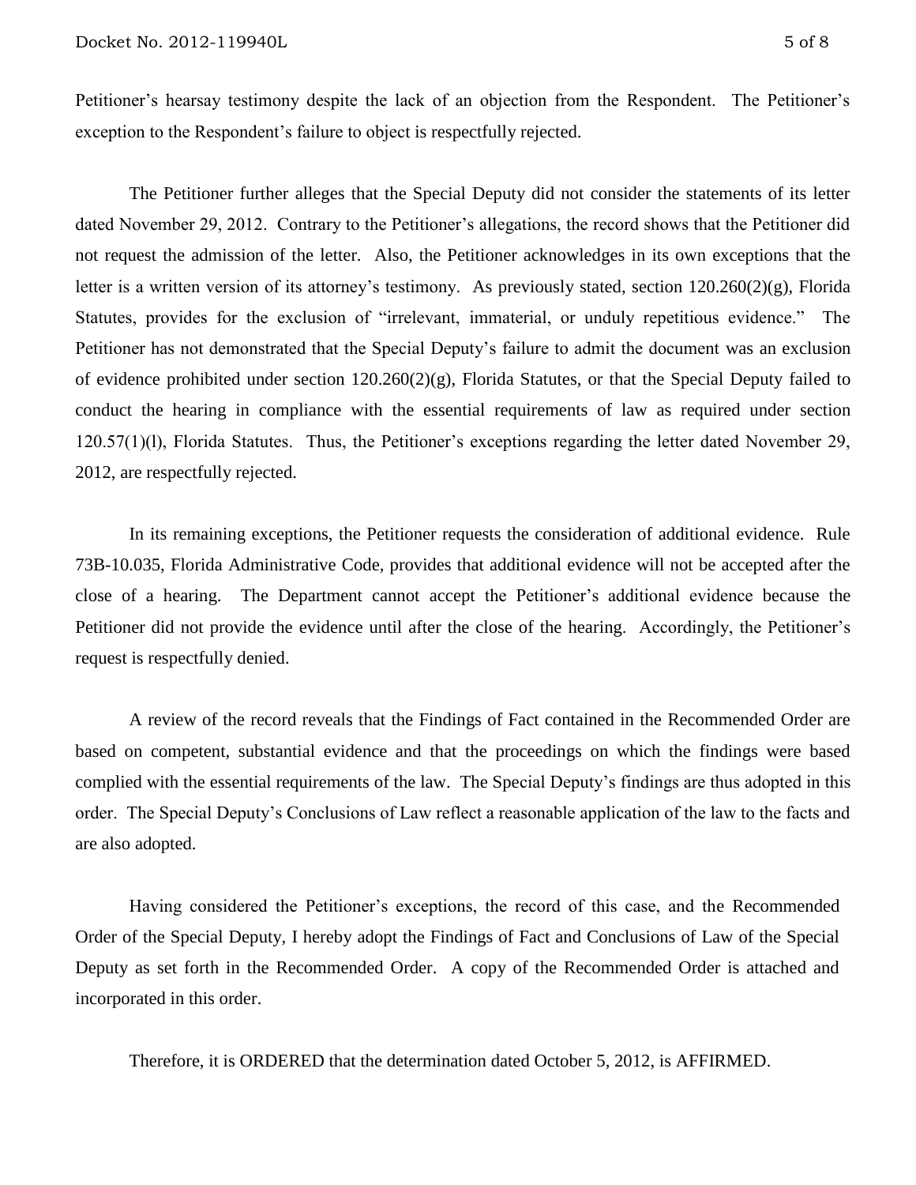Petitioner's hearsay testimony despite the lack of an objection from the Respondent. The Petitioner's exception to the Respondent's failure to object is respectfully rejected.

The Petitioner further alleges that the Special Deputy did not consider the statements of its letter dated November 29, 2012. Contrary to the Petitioner's allegations, the record shows that the Petitioner did not request the admission of the letter. Also, the Petitioner acknowledges in its own exceptions that the letter is a written version of its attorney's testimony. As previously stated, section 120.260(2)(g), Florida Statutes, provides for the exclusion of "irrelevant, immaterial, or unduly repetitious evidence." The Petitioner has not demonstrated that the Special Deputy's failure to admit the document was an exclusion of evidence prohibited under section 120.260(2)(g), Florida Statutes, or that the Special Deputy failed to conduct the hearing in compliance with the essential requirements of law as required under section 120.57(1)(l), Florida Statutes. Thus, the Petitioner's exceptions regarding the letter dated November 29, 2012, are respectfully rejected.

In its remaining exceptions, the Petitioner requests the consideration of additional evidence. Rule 73B-10.035, Florida Administrative Code, provides that additional evidence will not be accepted after the close of a hearing. The Department cannot accept the Petitioner's additional evidence because the Petitioner did not provide the evidence until after the close of the hearing. Accordingly, the Petitioner's request is respectfully denied.

A review of the record reveals that the Findings of Fact contained in the Recommended Order are based on competent, substantial evidence and that the proceedings on which the findings were based complied with the essential requirements of the law. The Special Deputy's findings are thus adopted in this order. The Special Deputy's Conclusions of Law reflect a reasonable application of the law to the facts and are also adopted.

Having considered the Petitioner's exceptions, the record of this case, and the Recommended Order of the Special Deputy, I hereby adopt the Findings of Fact and Conclusions of Law of the Special Deputy as set forth in the Recommended Order. A copy of the Recommended Order is attached and incorporated in this order.

Therefore, it is ORDERED that the determination dated October 5, 2012, is AFFIRMED.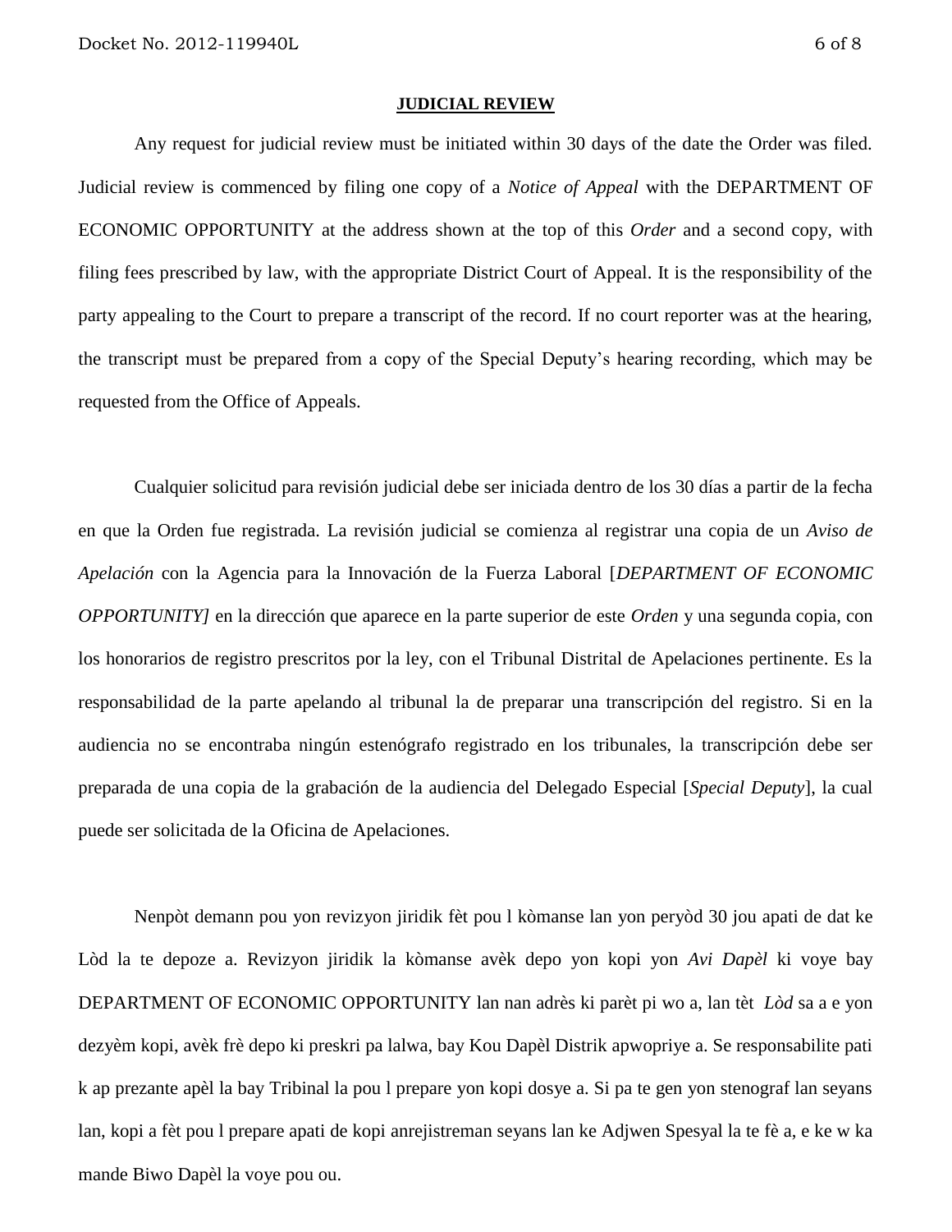## JUDICIAL REVIEW

Any request for judicial review must be initiated within 30 days of the date the Order was filed. Judicial review is commenced by filing one copy of a *Notice of Appeal* with the DEPARTMENT OF ECONOMIC OPPORTUNITY at the address shown at the top of this *Order* and a second copy, with filing fees prescribed by law, with the appropriate District Court of Appeal. It is the responsibility of the party appealing to the Court to prepare a transcript of the record. If no court reporter was at the hearing, the transcript must be prepared from a copy of the Special Deputy's hearing recording, which may be requested from the Office of Appeals.

Cualquier solicitud para revisión judicial debe ser iniciada dentro de los 30 días a partir de la fecha en que la Orden fue registrada. La revisión judicial se comienza al registrar una copia de un *Aviso de Apelación* con la Agencia para la Innovación de la Fuerza Laboral [*DEPARTMENT OF ECONOMIC OPPORTUNITY]* en la dirección que aparece en la parte superior de este *Orden* y una segunda copia, con los honorarios de registro prescritos por la ley, con el Tribunal Distrital de Apelaciones pertinente. Es la responsabilidad de la parte apelando al tribunal la de preparar una transcripción del registro. Si en la audiencia no se encontraba ningún estenógrafo registrado en los tribunales, la transcripción debe ser preparada de una copia de la grabación de la audiencia del Delegado Especial [*Special Deputy*], la cual puede ser solicitada de la Oficina de Apelaciones.

Nenpòt demann pou yon revizyon jiridik fèt pou l kòmanse lan yon peryòd 30 jou apati de dat ke Lòd la te depoze a. Revizyon jiridik la kòmanse avèk depo yon kopi yon *Avi Dapèl* ki voye bay DEPARTMENT OF ECONOMIC OPPORTUNITY lan nan adrès ki parèt pi wo a, lan tèt *Lòd* sa a e yon dezyèm kopi, avèk frè depo ki preskri pa lalwa, bay Kou Dapèl Distrik apwopriye a. Se responsabilite pati k ap prezante apèl la bay Tribinal la pou l prepare yon kopi dosye a. Si pa te gen yon stenograf lan seyans lan, kopi a fèt pou l prepare apati de kopi anrejistreman seyans lan ke Adjwen Spesyal la te fè a, e ke w ka mande Biwo Dapèl la voye pou ou.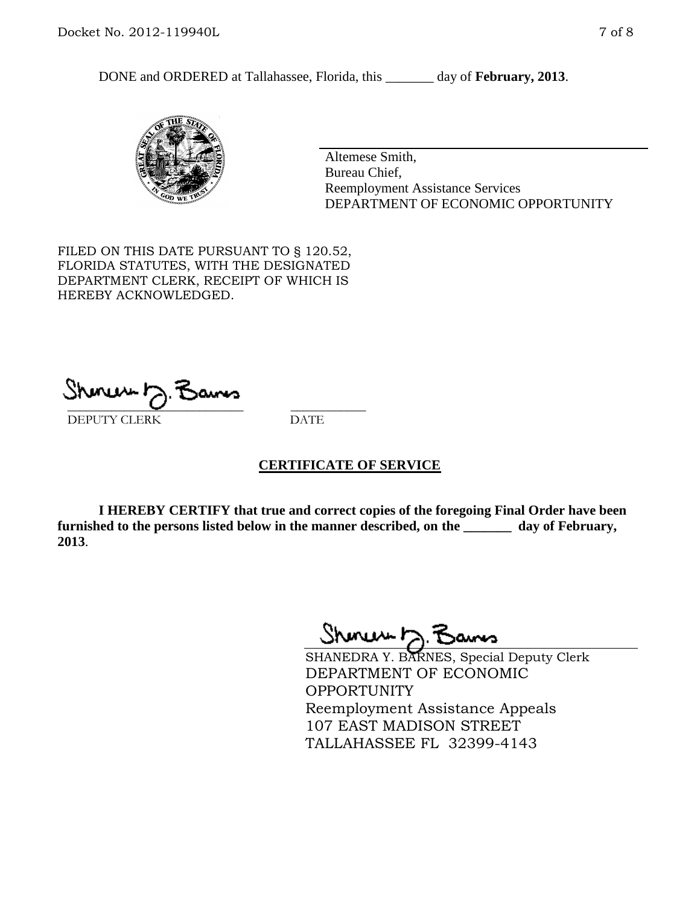DONE and ORDERED at Tallahassee, Florida, this _______ day of **February, 2013**.

Altemese Smith,
Bureau Chief,
Reemployment Assistance Services
DEPARTMENT OF ECONOMIC OPPORTUNITY

FILED ON THIS DATE PURSUANT TO § 120.52, FLORIDA STATUTES, WITH THE DESIGNATED DEPARTMENT CLERK, RECEIPT OF WHICH IS HEREBY ACKNOWLEDGED.

_________________________ ___________
DEPUTY CLERK DATE

## CERTIFICATE OF SERVICE

**I HEREBY CERTIFY that true and correct copies of the foregoing Final Order have been furnished to the persons listed below in the manner described, on the _______ day of February, 2013**.

SHANEDRA Y. BARNES, Special Deputy Clerk
DEPARTMENT OF ECONOMIC OPPORTUNITY
Reemployment Assistance Appeals
107 EAST MADISON STREET
TALLAHASSEE FL 32399-4143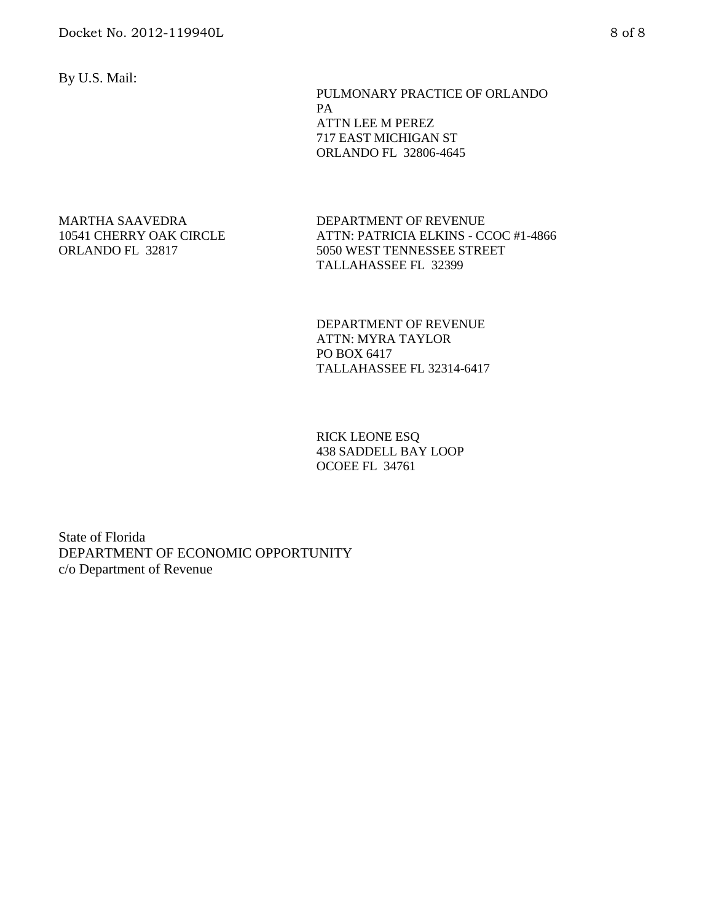By U.S. Mail:

PULMONARY PRACTICE OF ORLANDO
PA
ATTN LEE M PEREZ
717 EAST MICHIGAN ST
ORLANDO FL 32806-4645

MARTHA SAAVEDRA
10541 CHERRY OAK CIRCLE
ORLANDO FL 32817

DEPARTMENT OF REVENUE
ATTN: PATRICIA ELKINS - CCOC #1-4866
5050 WEST TENNESSEE STREET
TALLAHASSEE FL 32399

DEPARTMENT OF REVENUE
ATTN: MYRA TAYLOR
PO BOX 6417
TALLAHASSEE FL 32314-6417

RICK LEONE ESQ
438 SADDELL BAY LOOP
OCOEE FL 34761

State of Florida
DEPARTMENT OF ECONOMIC OPPORTUNITY
c/o Department of Revenue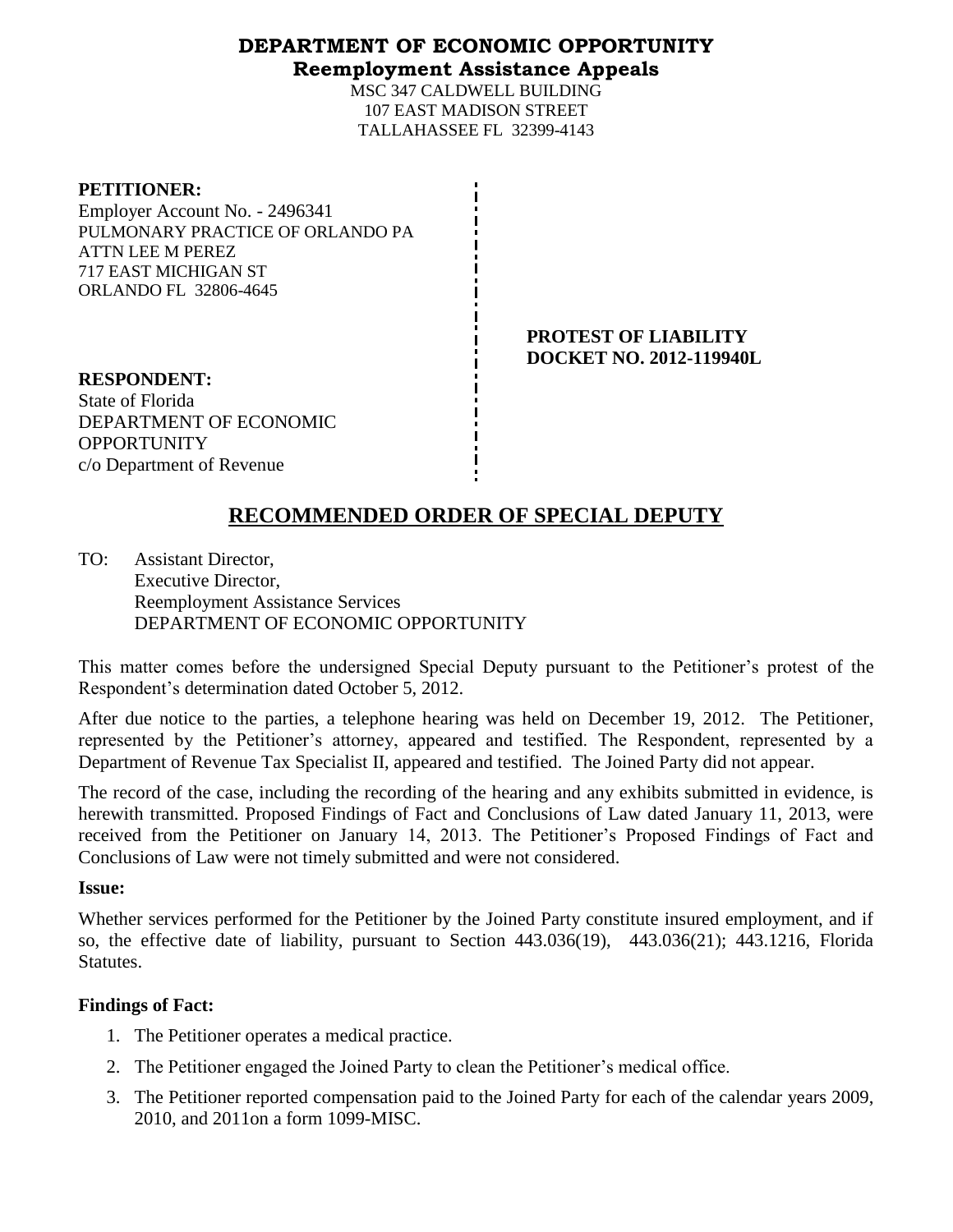# DEPARTMENT OF ECONOMIC OPPORTUNITY
## Reemployment Assistance Appeals

MSC 347 CALDWELL BUILDING
107 EAST MADISON STREET
TALLAHASSEE FL 32399-4143

**PETITIONER:**
Employer Account No. - 2496341
PULMONARY PRACTICE OF ORLANDO PA
ATTN LEE M PEREZ
717 EAST MICHIGAN ST
ORLANDO FL 32806-4645

**PROTEST OF LIABILITY**
**DOCKET NO. 2012-119940L**

**RESPONDENT:**
State of Florida
DEPARTMENT OF ECONOMIC OPPORTUNITY
c/o Department of Revenue

## RECOMMENDED ORDER OF SPECIAL DEPUTY

TO: Assistant Director,
Executive Director,
Reemployment Assistance Services
DEPARTMENT OF ECONOMIC OPPORTUNITY

This matter comes before the undersigned Special Deputy pursuant to the Petitioner's protest of the Respondent's determination dated October 5, 2012.

After due notice to the parties, a telephone hearing was held on December 19, 2012. The Petitioner, represented by the Petitioner's attorney, appeared and testified. The Respondent, represented by a Department of Revenue Tax Specialist II, appeared and testified. The Joined Party did not appear.

The record of the case, including the recording of the hearing and any exhibits submitted in evidence, is herewith transmitted. Proposed Findings of Fact and Conclusions of Law dated January 11, 2013, were received from the Petitioner on January 14, 2013. The Petitioner's Proposed Findings of Fact and Conclusions of Law were not timely submitted and were not considered.

**Issue:**

Whether services performed for the Petitioner by the Joined Party constitute insured employment, and if so, the effective date of liability, pursuant to Section 443.036(19), 443.036(21); 443.1216, Florida Statutes.

**Findings of Fact:**

1. The Petitioner operates a medical practice.
2. The Petitioner engaged the Joined Party to clean the Petitioner's medical office.
3. The Petitioner reported compensation paid to the Joined Party for each of the calendar years 2009, 2010, and 2011on a form 1099-MISC.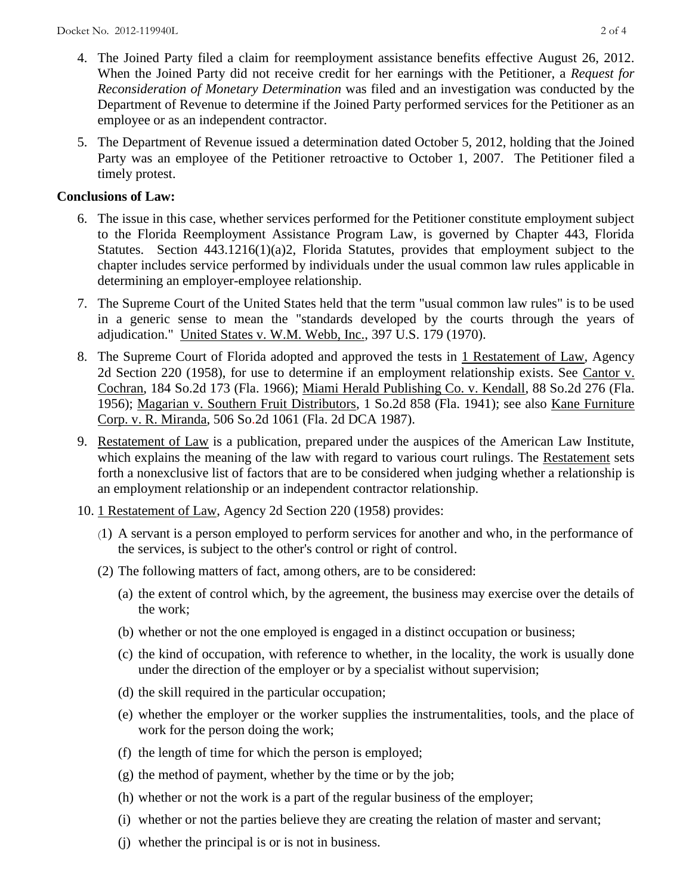4. The Joined Party filed a claim for reemployment assistance benefits effective August 26, 2012. When the Joined Party did not receive credit for her earnings with the Petitioner, a *Request for Reconsideration of Monetary Determination* was filed and an investigation was conducted by the Department of Revenue to determine if the Joined Party performed services for the Petitioner as an employee or as an independent contractor.

5. The Department of Revenue issued a determination dated October 5, 2012, holding that the Joined Party was an employee of the Petitioner retroactive to October 1, 2007. The Petitioner filed a timely protest.

**Conclusions of Law:**

6. The issue in this case, whether services performed for the Petitioner constitute employment subject to the Florida Reemployment Assistance Program Law, is governed by Chapter 443, Florida Statutes. Section 443.1216(1)(a)2, Florida Statutes, provides that employment subject to the chapter includes service performed by individuals under the usual common law rules applicable in determining an employer-employee relationship.

7. The Supreme Court of the United States held that the term "usual common law rules" is to be used in a generic sense to mean the "standards developed by the courts through the years of adjudication." United States v. W.M. Webb, Inc., 397 U.S. 179 (1970).

8. The Supreme Court of Florida adopted and approved the tests in 1 Restatement of Law, Agency 2d Section 220 (1958), for use to determine if an employment relationship exists. See Cantor v. Cochran, 184 So.2d 173 (Fla. 1966); Miami Herald Publishing Co. v. Kendall, 88 So.2d 276 (Fla. 1956); Magarian v. Southern Fruit Distributors, 1 So.2d 858 (Fla. 1941); see also Kane Furniture Corp. v. R. Miranda, 506 So.2d 1061 (Fla. 2d DCA 1987).

9. Restatement of Law is a publication, prepared under the auspices of the American Law Institute, which explains the meaning of the law with regard to various court rulings. The Restatement sets forth a nonexclusive list of factors that are to be considered when judging whether a relationship is an employment relationship or an independent contractor relationship.

10. 1 Restatement of Law, Agency 2d Section 220 (1958) provides:

    (1) A servant is a person employed to perform services for another and who, in the performance of the services, is subject to the other's control or right of control.

    (2) The following matters of fact, among others, are to be considered:

    (a) the extent of control which, by the agreement, the business may exercise over the details of the work;

    (b) whether or not the one employed is engaged in a distinct occupation or business;

    (c) the kind of occupation, with reference to whether, in the locality, the work is usually done under the direction of the employer or by a specialist without supervision;

    (d) the skill required in the particular occupation;

    (e) whether the employer or the worker supplies the instrumentalities, tools, and the place of work for the person doing the work;

    (f) the length of time for which the person is employed;

    (g) the method of payment, whether by the time or by the job;

    (h) whether or not the work is a part of the regular business of the employer;

    (i) whether or not the parties believe they are creating the relation of master and servant;

    (j) whether the principal is or is not in business.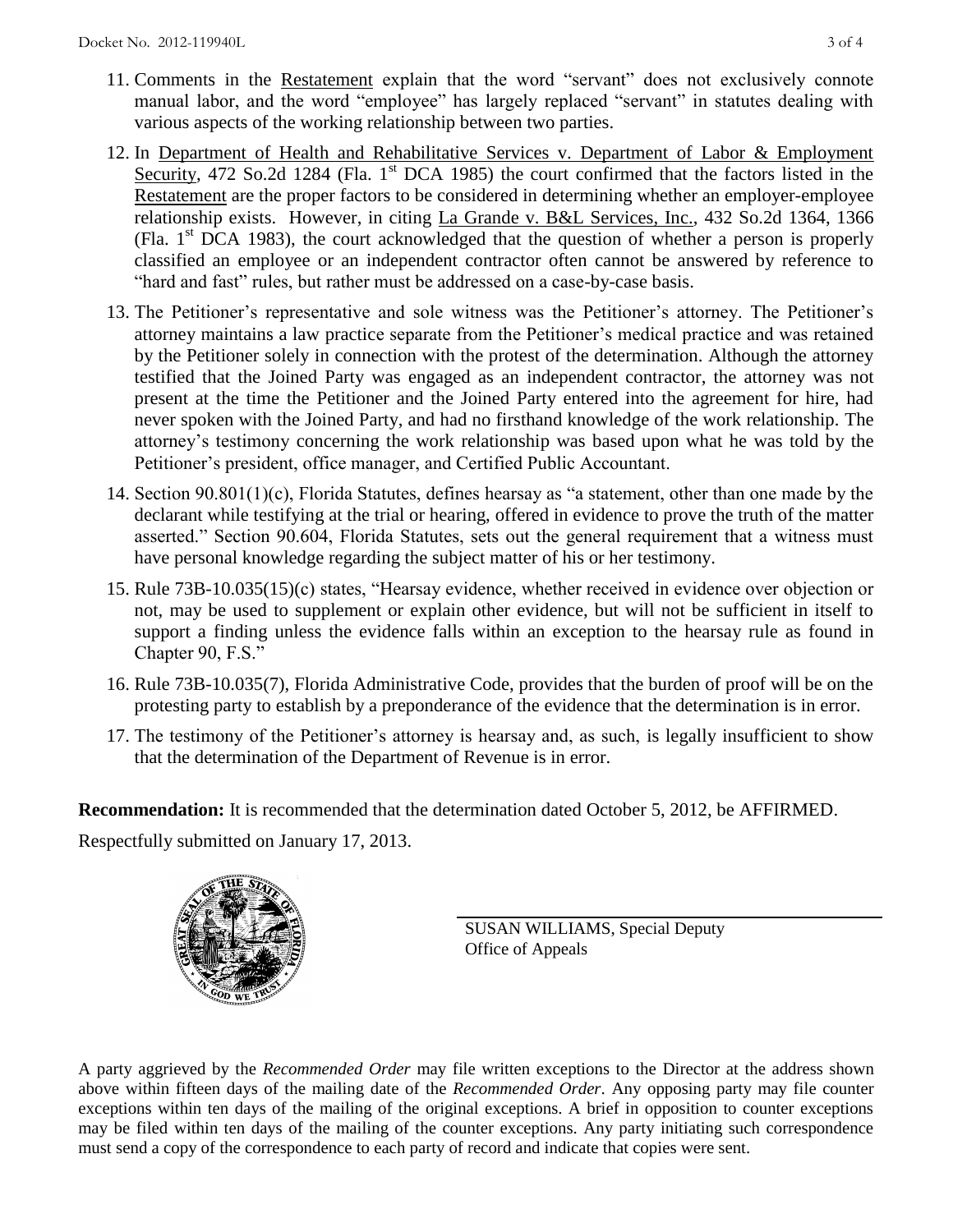11. Comments in the Restatement explain that the word "servant" does not exclusively connote manual labor, and the word "employee" has largely replaced "servant" in statutes dealing with various aspects of the working relationship between two parties.

12. In Department of Health and Rehabilitative Services v. Department of Labor & Employment Security, 472 So.2d 1284 (Fla. 1st DCA 1985) the court confirmed that the factors listed in the Restatement are the proper factors to be considered in determining whether an employer-employee relationship exists. However, in citing La Grande v. B&L Services, Inc., 432 So.2d 1364, 1366 (Fla. 1st DCA 1983), the court acknowledged that the question of whether a person is properly classified an employee or an independent contractor often cannot be answered by reference to "hard and fast" rules, but rather must be addressed on a case-by-case basis.

13. The Petitioner's representative and sole witness was the Petitioner's attorney. The Petitioner's attorney maintains a law practice separate from the Petitioner's medical practice and was retained by the Petitioner solely in connection with the protest of the determination. Although the attorney testified that the Joined Party was engaged as an independent contractor, the attorney was not present at the time the Petitioner and the Joined Party entered into the agreement for hire, had never spoken with the Joined Party, and had no firsthand knowledge of the work relationship. The attorney's testimony concerning the work relationship was based upon what he was told by the Petitioner's president, office manager, and Certified Public Accountant.

14. Section 90.801(1)(c), Florida Statutes, defines hearsay as "a statement, other than one made by the declarant while testifying at the trial or hearing, offered in evidence to prove the truth of the matter asserted." Section 90.604, Florida Statutes, sets out the general requirement that a witness must have personal knowledge regarding the subject matter of his or her testimony.

15. Rule 73B-10.035(15)(c) states, "Hearsay evidence, whether received in evidence over objection or not, may be used to supplement or explain other evidence, but will not be sufficient in itself to support a finding unless the evidence falls within an exception to the hearsay rule as found in Chapter 90, F.S."

16. Rule 73B-10.035(7), Florida Administrative Code, provides that the burden of proof will be on the protesting party to establish by a preponderance of the evidence that the determination is in error.

17. The testimony of the Petitioner's attorney is hearsay and, as such, is legally insufficient to show that the determination of the Department of Revenue is in error.

**Recommendation:** It is recommended that the determination dated October 5, 2012, be AFFIRMED.

Respectfully submitted on January 17, 2013.

SUSAN WILLIAMS, Special Deputy
Office of Appeals

A party aggrieved by the *Recommended Order* may file written exceptions to the Director at the address shown above within fifteen days of the mailing date of the *Recommended Order*. Any opposing party may file counter exceptions within ten days of the mailing of the original exceptions. A brief in opposition to counter exceptions may be filed within ten days of the mailing of the counter exceptions. Any party initiating such correspondence must send a copy of the correspondence to each party of record and indicate that copies were sent.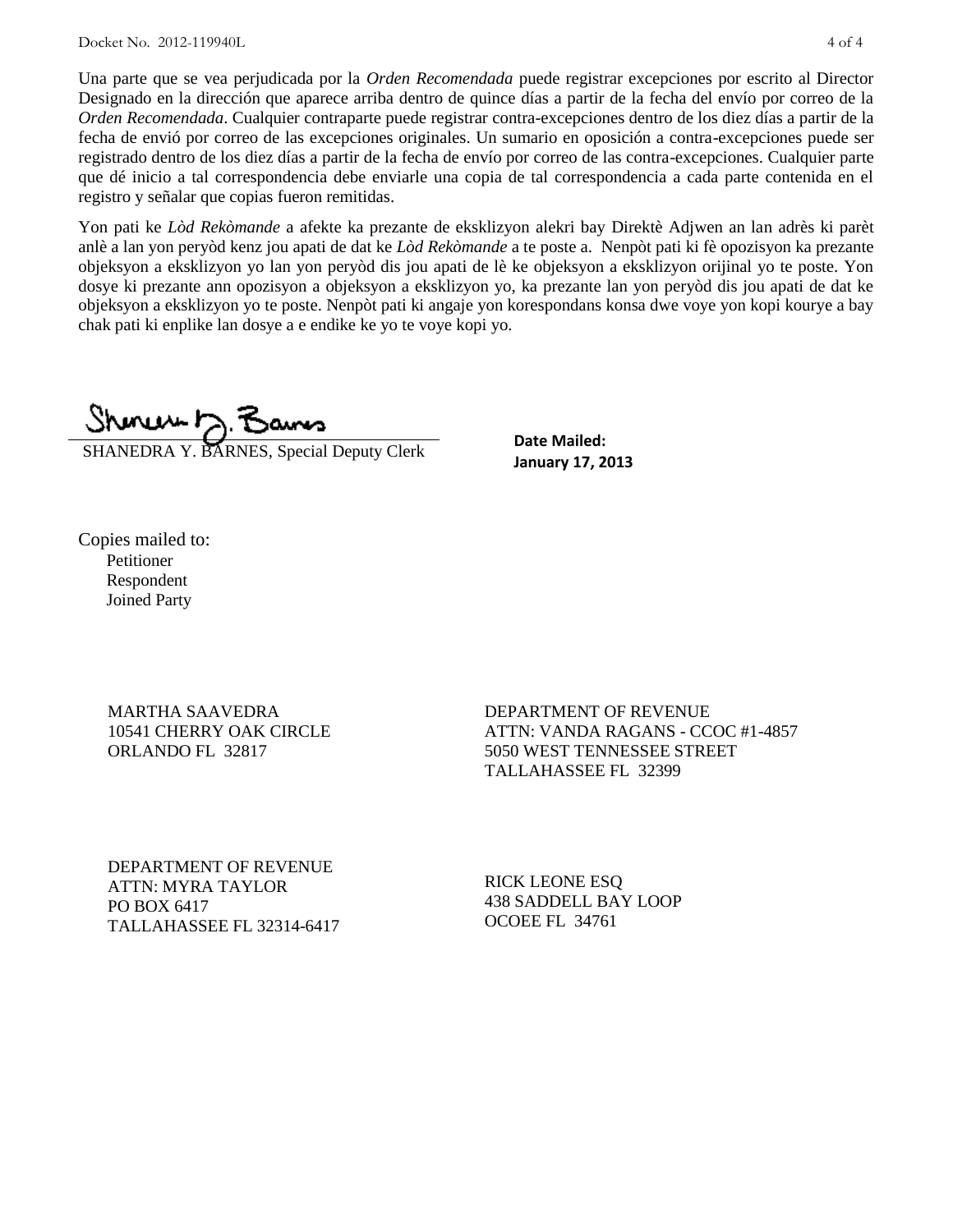Una parte que se vea perjudicada por la *Orden Recomendada* puede registrar excepciones por escrito al Director Designado en la dirección que aparece arriba dentro de quince días a partir de la fecha del envío por correo de la *Orden Recomendada*. Cualquier contraparte puede registrar contra-excepciones dentro de los diez días a partir de la fecha de envió por correo de las excepciones originales. Un sumario en oposición a contra-excepciones puede ser registrado dentro de los diez días a partir de la fecha de envío por correo de las contra-excepciones. Cualquier parte que dé inicio a tal correspondencia debe enviarle una copia de tal correspondencia a cada parte contenida en el registro y señalar que copias fueron remitidas.

Yon pati ke *Lòd Rekòmande* a afekte ka prezante de eksklizyon alekri bay Direktè Adjwen an lan adrès ki parèt anlè a lan yon peryòd kenz jou apati de dat ke *Lòd Rekòmande* a te poste a. Nenpòt pati ki fè opozisyon ka prezante objeksyon a eksklizyon yo lan yon peryòd dis jou apati de lè ke objeksyon a eksklizyon orijinal yo te poste. Yon dosye ki prezante ann opozisyon a objeksyon a eksklizyon yo, ka prezante lan yon peryòd dis jou apati de dat ke objeksyon a eksklizyon yo te poste. Nenpòt pati ki angaje yon korespondans konsa dwe voye yon kopi kourye a bay chak pati ki enplike lan dosye a e endike ke yo te voye kopi yo.

SHANEDRA Y. BARNES, Special Deputy Clerk

**Date Mailed:**
**January 17, 2013**

Copies mailed to:
Petitioner
Respondent
Joined Party

MARTHA SAAVEDRA
10541 CHERRY OAK CIRCLE
ORLANDO FL 32817

DEPARTMENT OF REVENUE
ATTN: VANDA RAGANS - CCOC #1-4857
5050 WEST TENNESSEE STREET
TALLAHASSEE FL 32399

DEPARTMENT OF REVENUE
ATTN: MYRA TAYLOR
PO BOX 6417
TALLAHASSEE FL 32314-6417

RICK LEONE ESQ
438 SADDELL BAY LOOP
OCOEE FL 34761